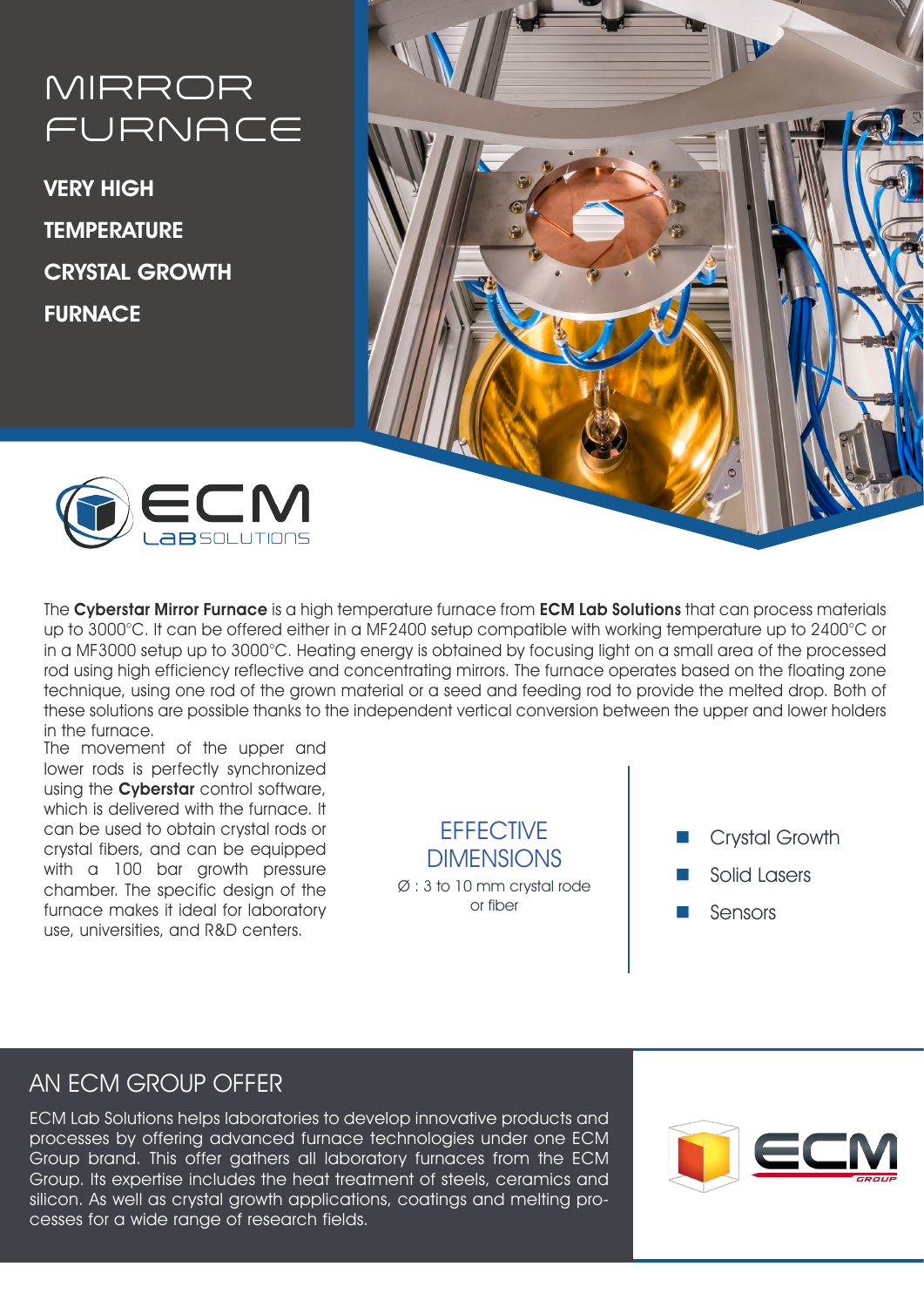# MIRROR FURNACE

**VERY HIGH TEMPERATURE CRYSTAL GROWTH FURNACE**

ECM LAB SOLUTIONS

The **Cyberstar Mirror Furnace** is a high temperature furnace from **ECM Lab Solutions** that can process materials up to 3000°C. It can be offered either in a MF2400 setup compatible with working temperature up to 2400°C or in a MF3000 setup up to 3000°C. Heating energy is obtained by focusing light on a small area of the processed rod using high efficiency reflective and concentrating mirrors. The furnace operates based on the floating zone technique, using one rod of the grown material or a seed and feeding rod to provide the melted drop. Both of these solutions are possible thanks to the independent vertical conversion between the upper and lower holders in the furnace.

The movement of the upper and lower rods is perfectly synchronized using the **Cyberstar** control software, which is delivered with the furnace. It can be used to obtain crystal rods or crystal fibers, and can be equipped with a 100 bar growth pressure chamber. The specific design of the furnace makes it ideal for laboratory use, universities, and R&D centers.

## EFFECTIVE DIMENSIONS

Ø : 3 to 10 mm crystal rode or fiber

- Crystal Growth
- Solid Lasers
- Sensors

## AN ECM GROUP OFFER

ECM Lab Solutions helps laboratories to develop innovative products and processes by offering advanced furnace technologies under one ECM Group brand. This offer gathers all laboratory furnaces from the ECM Group. Its expertise includes the heat treatment of steels, ceramics and silicon. As well as crystal growth applications, coatings and melting processes for a wide range of research fields.

ECM GROUP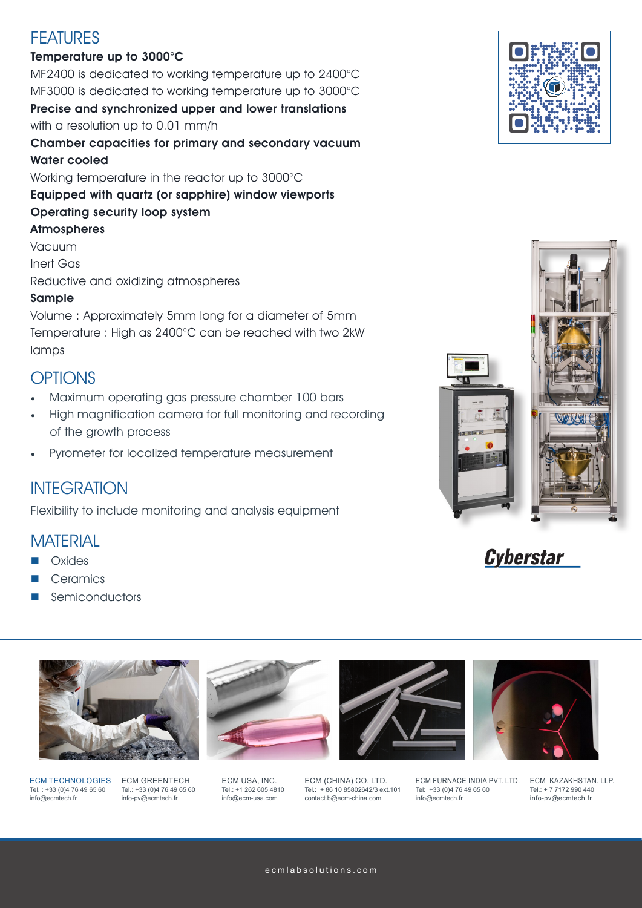## FEATURES

**Temperature up to 3000°C**

MF2400 is dedicated to working temperature up to 2400°C
MF3000 is dedicated to working temperature up to 3000°C

**Precise and synchronized upper and lower translations**

with a resolution up to 0.01 mm/h

**Chamber capacities for primary and secondary vacuum**

**Water cooled**

Working temperature in the reactor up to 3000°C

**Equipped with quartz (or sapphire) window viewports**

**Operating security loop system**

**Atmospheres**

Vacuum
Inert Gas
Reductive and oxidizing atmospheres

**Sample**

Volume : Approximately 5mm long for a diameter of 5mm
Temperature : High as 2400°C can be reached with two 2kW lamps

## OPTIONS

- Maximum operating gas pressure chamber 100 bars
- High magnification camera for full monitoring and recording of the growth process
- Pyrometer for localized temperature measurement

## INTEGRATION

Flexibility to include monitoring and analysis equipment

## MATERIAL

- Oxides
- Ceramics
- Semiconductors

*Cyberstar*

ECM TECHNOLOGIES
Tel. : +33 (0)4 76 49 65 60
info@ecmtech.fr

ECM GREENTECH
Tel.: +33 (0)4 76 49 65 60
info-pv@ecmtech.fr

ECM USA, INC.
Tel.: +1 262 605 4810
info@ecm-usa.com

ECM (CHINA) CO. LTD.
Tel.: + 86 10 85802642/3 ext.101
contact.b@ecm-china.com

ECM FURNACE INDIA PVT. LTD.
Tel: +33 (0)4 76 49 65 60
info@ecmtech.fr

ECM KAZAKHSTAN. LLP.
Tel.: + 7 7172 990 440
info-pv@ecmtech.fr

ecmlabsolutions.com